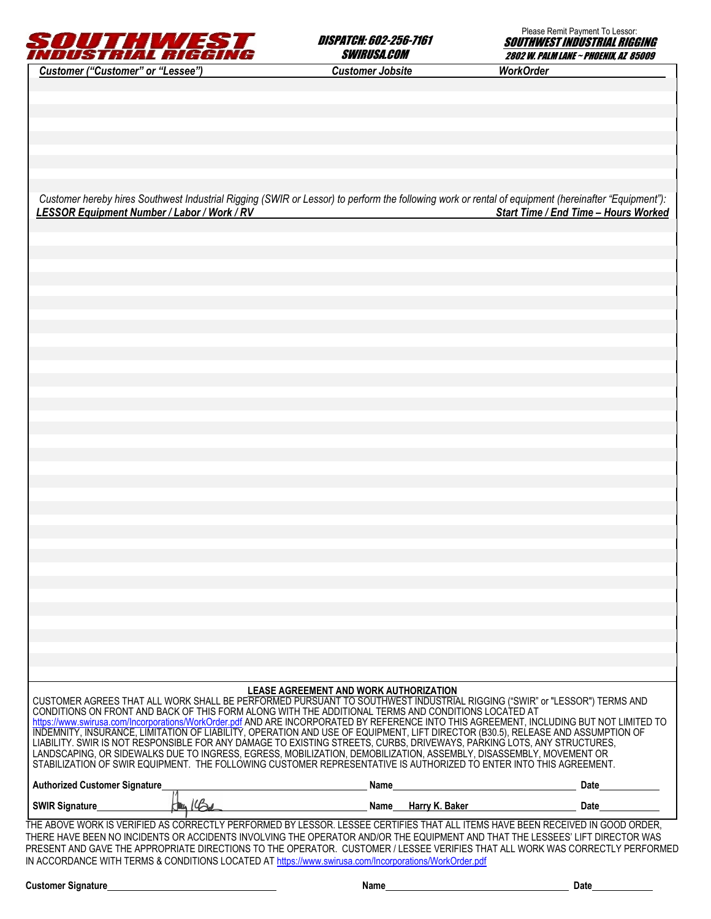# SOUTHWEST INDUSTRIAL RIGGING

**DISPATCH: 602-256-7161**
**SWIRUSA.COM**

Please Remit Payment To Lessor:
**SOUTHWEST INDUSTRIAL RIGGING**
**2802 W. PALM LANE ~ PHOENIX, AZ 85009**

| *Customer ("Customer" or "Lessee")* | *Customer Jobsite* | *WorkOrder* |
|---|---|---|
| | | |

*Customer hereby hires Southwest Industrial Rigging (SWIR or Lessor) to perform the following work or rental of equipment (hereinafter "Equipment"):*

| *LESSOR Equipment Number / Labor / Work / RV* | *Start Time / End Time – Hours Worked* |
|---|---|
| | |

**LEASE AGREEMENT AND WORK AUTHORIZATION**

CUSTOMER AGREES THAT ALL WORK SHALL BE PERFORMED PURSUANT TO SOUTHWEST INDUSTRIAL RIGGING ("SWIR" or "LESSOR") TERMS AND CONDITIONS ON FRONT AND BACK OF THIS FORM ALONG WITH THE ADDITIONAL TERMS AND CONDITIONS LOCATED AT https://www.swirusa.com/Incorporations/WorkOrder.pdf AND ARE INCORPORATED BY REFERENCE INTO THIS AGREEMENT, INCLUDING BUT NOT LIMITED TO INDEMNITY, INSURANCE, LIMITATION OF LIABILITY, OPERATION AND USE OF EQUIPMENT, LIFT DIRECTOR (B30.5), RELEASE AND ASSUMPTION OF LIABILITY. SWIR IS NOT RESPONSIBLE FOR ANY DAMAGE TO EXISTING STREETS, CURBS, DRIVEWAYS, PARKING LOTS, ANY STRUCTURES, LANDSCAPING, OR SIDEWALKS DUE TO INGRESS, EGRESS, MOBILIZATION, DEMOBILIZATION, ASSEMBLY, DISASSEMBLY, MOVEMENT OR STABILIZATION OF SWIR EQUIPMENT. THE FOLLOWING CUSTOMER REPRESENTATIVE IS AUTHORIZED TO ENTER INTO THIS AGREEMENT.

**Authorized Customer Signature**\_\_\_\_\_\_\_\_\_\_ **Name**\_\_\_\_\_\_\_\_\_\_ **Date**\_\_\_\_\_\_\_\_\_\_

**SWIR Signature** [signature] **Name** Harry K. Baker **Date**\_\_\_\_\_\_\_\_\_\_

THE ABOVE WORK IS VERIFIED AS CORRECTLY PERFORMED BY LESSOR. LESSEE CERTIFIES THAT ALL ITEMS HAVE BEEN RECEIVED IN GOOD ORDER, THERE HAVE BEEN NO INCIDENTS OR ACCIDENTS INVOLVING THE OPERATOR AND/OR THE EQUIPMENT AND THAT THE LESSEES' LIFT DIRECTOR WAS PRESENT AND GAVE THE APPROPRIATE DIRECTIONS TO THE OPERATOR. CUSTOMER / LESSEE VERIFIES THAT ALL WORK WAS CORRECTLY PERFORMED IN ACCORDANCE WITH TERMS & CONDITIONS LOCATED AT https://www.swirusa.com/Incorporations/WorkOrder.pdf

**Customer Signature**\_\_\_\_\_\_\_\_\_\_ **Name**\_\_\_\_\_\_\_\_\_\_ **Date**\_\_\_\_\_\_\_\_\_\_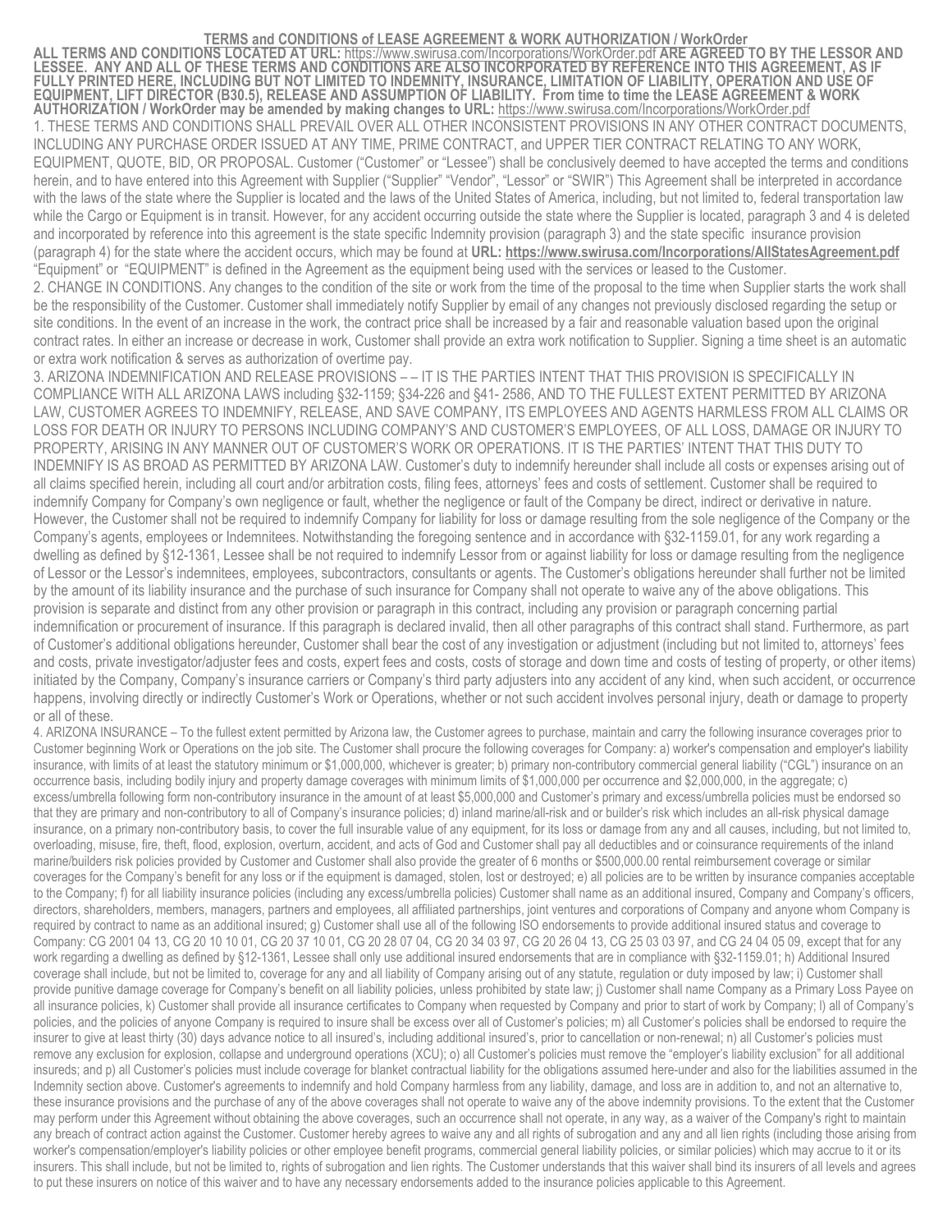## TERMS and CONDITIONS of LEASE AGREEMENT & WORK AUTHORIZATION / WorkOrder

**ALL TERMS AND CONDITIONS LOCATED AT URL:** https://www.swirusa.com/Incorporations/WorkOrder.pdf **ARE AGREED TO BY THE LESSOR AND LESSEE. ANY AND ALL OF THESE TERMS AND CONDITIONS ARE ALSO INCORPORATED BY REFERENCE INTO THIS AGREEMENT, AS IF FULLY PRINTED HERE, INCLUDING BUT NOT LIMITED TO INDEMNITY, INSURANCE, LIMITATION OF LIABILITY, OPERATION AND USE OF EQUIPMENT, LIFT DIRECTOR (B30.5), RELEASE AND ASSUMPTION OF LIABILITY. From time to time the LEASE AGREEMENT & WORK AUTHORIZATION / WorkOrder may be amended by making changes to URL:** https://www.swirusa.com/Incorporations/WorkOrder.pdf

1. THESE TERMS AND CONDITIONS SHALL PREVAIL OVER ALL OTHER INCONSISTENT PROVISIONS IN ANY OTHER CONTRACT DOCUMENTS, INCLUDING ANY PURCHASE ORDER ISSUED AT ANY TIME, PRIME CONTRACT, and UPPER TIER CONTRACT RELATING TO ANY WORK, EQUIPMENT, QUOTE, BID, OR PROPOSAL. Customer ("Customer" or "Lessee") shall be conclusively deemed to have accepted the terms and conditions herein, and to have entered into this Agreement with Supplier ("Supplier" "Vendor", "Lessor" or "SWIR") This Agreement shall be interpreted in accordance with the laws of the state where the Supplier is located and the laws of the United States of America, including, but not limited to, federal transportation law while the Cargo or Equipment is in transit. However, for any accident occurring outside the state where the Supplier is located, paragraph 3 and 4 is deleted and incorporated by reference into this agreement is the state specific Indemnity provision (paragraph 3) and the state specific insurance provision (paragraph 4) for the state where the accident occurs, which may be found at **URL: https://www.swirusa.com/Incorporations/AllStatesAgreement.pdf** "Equipment" or "EQUIPMENT" is defined in the Agreement as the equipment being used with the services or leased to the Customer.

2. CHANGE IN CONDITIONS. Any changes to the condition of the site or work from the time of the proposal to the time when Supplier starts the work shall be the responsibility of the Customer. Customer shall immediately notify Supplier by email of any changes not previously disclosed regarding the setup or site conditions. In the event of an increase in the work, the contract price shall be increased by a fair and reasonable valuation based upon the original contract rates. In either an increase or decrease in work, Customer shall provide an extra work notification to Supplier. Signing a time sheet is an automatic or extra work notification & serves as authorization of overtime pay.

3. ARIZONA INDEMNIFICATION AND RELEASE PROVISIONS – – IT IS THE PARTIES INTENT THAT THIS PROVISION IS SPECIFICALLY IN COMPLIANCE WITH ALL ARIZONA LAWS including §32-1159; §34-226 and §41- 2586, AND TO THE FULLEST EXTENT PERMITTED BY ARIZONA LAW, CUSTOMER AGREES TO INDEMNIFY, RELEASE, AND SAVE COMPANY, ITS EMPLOYEES AND AGENTS HARMLESS FROM ALL CLAIMS OR LOSS FOR DEATH OR INJURY TO PERSONS INCLUDING COMPANY'S AND CUSTOMER'S EMPLOYEES, OF ALL LOSS, DAMAGE OR INJURY TO PROPERTY, ARISING IN ANY MANNER OUT OF CUSTOMER'S WORK OR OPERATIONS. IT IS THE PARTIES' INTENT THAT THIS DUTY TO INDEMNIFY IS AS BROAD AS PERMITTED BY ARIZONA LAW. Customer's duty to indemnify hereunder shall include all costs or expenses arising out of all claims specified herein, including all court and/or arbitration costs, filing fees, attorneys' fees and costs of settlement. Customer shall be required to indemnify Company for Company's own negligence or fault, whether the negligence or fault of the Company be direct, indirect or derivative in nature. However, the Customer shall not be required to indemnify Company for liability for loss or damage resulting from the sole negligence of the Company or the Company's agents, employees or Indemnitees. Notwithstanding the foregoing sentence and in accordance with §32-1159.01, for any work regarding a dwelling as defined by §12-1361, Lessee shall not be required to indemnify Lessor from or against liability for loss or damage resulting from the negligence of Lessor or the Lessor's indemnitees, employees, subcontractors, consultants or agents. The Customer's obligations hereunder shall further not be limited by the amount of its liability insurance and the purchase of such insurance for Company shall not operate to waive any of the above obligations. This provision is separate and distinct from any other provision or paragraph in this contract, including any provision or paragraph concerning partial indemnification or procurement of insurance. If this paragraph is declared invalid, then all other paragraphs of this contract shall stand. Furthermore, as part of Customer's additional obligations hereunder, Customer shall bear the cost of any investigation or adjustment (including but not limited to, attorneys' fees and costs, private investigator/adjuster fees and costs, expert fees and costs, costs of storage and down time and costs of testing of property, or other items) initiated by the Company, Company's insurance carriers or Company's third party adjusters into any accident of any kind, when such accident, or occurrence happens, involving directly or indirectly Customer's Work or Operations, whether or not such accident involves personal injury, death or damage to property or all of these.

4. ARIZONA INSURANCE – To the fullest extent permitted by Arizona law, the Customer agrees to purchase, maintain and carry the following insurance coverages prior to Customer beginning Work or Operations on the job site. The Customer shall procure the following coverages for Company: a) worker's compensation and employer's liability insurance, with limits of at least the statutory minimum or $1,000,000, whichever is greater; b) primary non-contributory commercial general liability ("CGL") insurance on an occurrence basis, including bodily injury and property damage coverages with minimum limits of $1,000,000 per occurrence and $2,000,000, in the aggregate; c) excess/umbrella following form non-contributory insurance in the amount of at least $5,000,000 and Customer's primary and excess/umbrella policies must be endorsed so that they are primary and non-contributory to all of Company's insurance policies; d) inland marine/all-risk and or builder's risk which includes an all-risk physical damage insurance, on a primary non-contributory basis, to cover the full insurable value of any equipment, for its loss or damage from any and all causes, including, but not limited to, overloading, misuse, fire, theft, flood, explosion, overturn, accident, and acts of God and Customer shall pay all deductibles and or coinsurance requirements of the inland marine/builders risk policies provided by Customer and Customer shall also provide the greater of 6 months or $500,000.00 rental reimbursement coverage or similar coverages for the Company's benefit for any loss or if the equipment is damaged, stolen, lost or destroyed; e) all policies are to be written by insurance companies acceptable to the Company; f) for all liability insurance policies (including any excess/umbrella policies) Customer shall name as an additional insured, Company and Company's officers, directors, shareholders, members, managers, partners and employees, all affiliated partnerships, joint ventures and corporations of Company and anyone whom Company is required by contract to name as an additional insured; g) Customer shall use all of the following ISO endorsements to provide additional insured status and coverage to Company: CG 2001 04 13, CG 20 10 10 01, CG 20 37 10 01, CG 20 28 07 04, CG 20 34 03 97, CG 20 26 04 13, CG 25 03 03 97, and CG 24 04 05 09, except that for any work regarding a dwelling as defined by §12-1361, Lessee shall only use additional insured endorsements that are in compliance with §32-1159.01; h) Additional Insured coverage shall include, but not be limited to, coverage for any and all liability of Company arising out of any statute, regulation or duty imposed by law; i) Customer shall provide punitive damage coverage for Company's benefit on all liability policies, unless prohibited by state law; j) Customer shall name Company as a Primary Loss Payee on all insurance policies, k) Customer shall provide all insurance certificates to Company when requested by Company and prior to start of work by Company; l) all of Company's policies, and the policies of anyone Company is required to insure shall be excess over all of Customer's policies; m) all Customer's policies shall be endorsed to require the insurer to give at least thirty (30) days advance notice to all insured's, including additional insured's, prior to cancellation or non-renewal; n) all Customer's policies must remove any exclusion for explosion, collapse and underground operations (XCU); o) all Customer's policies must remove the "employer's liability exclusion" for all additional insureds; and p) all Customer's policies must include coverage for blanket contractual liability for the obligations assumed here-under and also for the liabilities assumed in the Indemnity section above. Customer's agreements to indemnify and hold Company harmless from any liability, damage, and loss are in addition to, and not an alternative to, these insurance provisions and the purchase of any of the above coverages shall not operate to waive any of the above indemnity provisions. To the extent that the Customer may perform under this Agreement without obtaining the above coverages, such an occurrence shall not operate, in any way, as a waiver of the Company's right to maintain any breach of contract action against the Customer. Customer hereby agrees to waive any and all rights of subrogation and any and all lien rights (including those arising from worker's compensation/employer's liability policies or other employee benefit programs, commercial general liability policies, or similar policies) which may accrue to it or its insurers. This shall include, but not be limited to, rights of subrogation and lien rights. The Customer understands that this waiver shall bind its insurers of all levels and agrees to put these insurers on notice of this waiver and to have any necessary endorsements added to the insurance policies applicable to this Agreement.